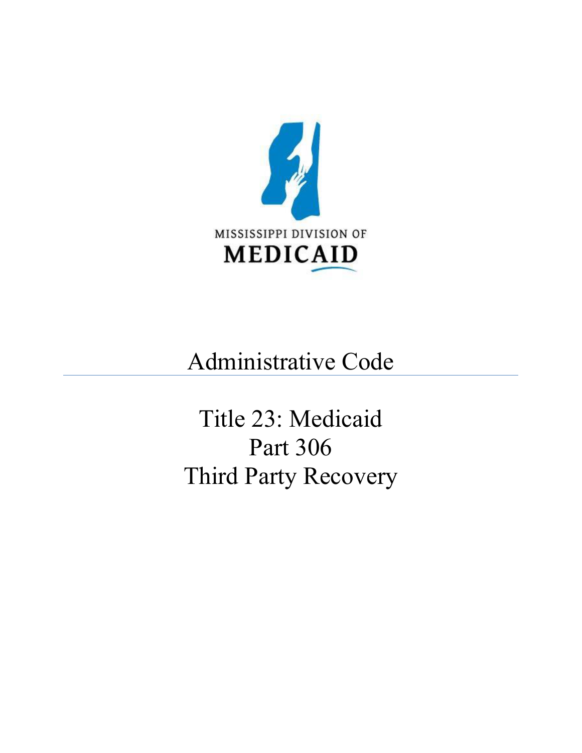MISSISSIPPI DIVISION OF

MEDICAID

# Administrative Code

---

## Title 23: Medicaid
## Part 306
## Third Party Recovery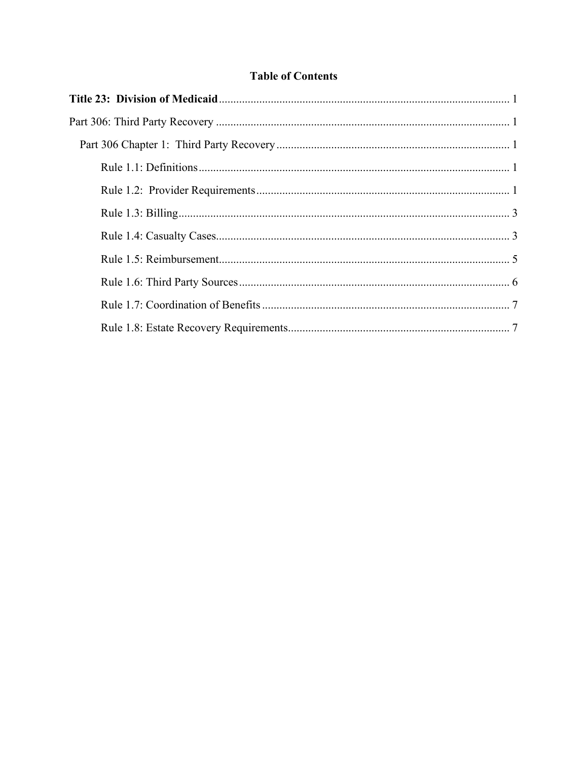**Table of Contents**

**Title 23: Division of Medicaid** ..................................................................................................... 1

Part 306: Third Party Recovery ...................................................................................................... 1

Part 306 Chapter 1: Third Party Recovery ................................................................................. 1

Rule 1.1: Definitions ............................................................................................................ 1

Rule 1.2: Provider Requirements ........................................................................................ 1

Rule 1.3: Billing ................................................................................................................... 3

Rule 1.4: Casualty Cases ...................................................................................................... 3

Rule 1.5: Reimbursement ..................................................................................................... 5

Rule 1.6: Third Party Sources .............................................................................................. 6

Rule 1.7: Coordination of Benefits ...................................................................................... 7

Rule 1.8: Estate Recovery Requirements ............................................................................. 7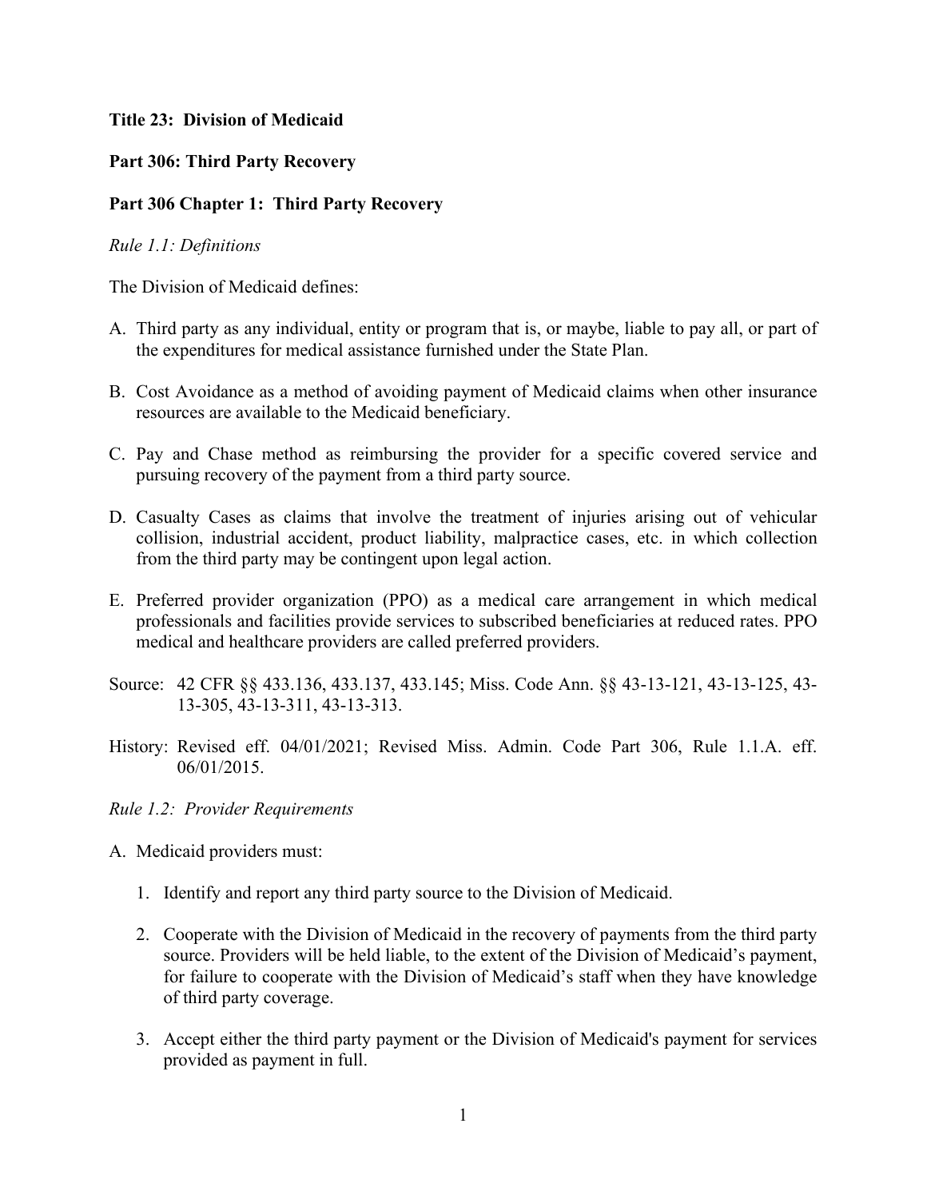**Title 23: Division of Medicaid**

**Part 306: Third Party Recovery**

**Part 306 Chapter 1: Third Party Recovery**

*Rule 1.1: Definitions*

The Division of Medicaid defines:

A. Third party as any individual, entity or program that is, or maybe, liable to pay all, or part of the expenditures for medical assistance furnished under the State Plan.

B. Cost Avoidance as a method of avoiding payment of Medicaid claims when other insurance resources are available to the Medicaid beneficiary.

C. Pay and Chase method as reimbursing the provider for a specific covered service and pursuing recovery of the payment from a third party source.

D. Casualty Cases as claims that involve the treatment of injuries arising out of vehicular collision, industrial accident, product liability, malpractice cases, etc. in which collection from the third party may be contingent upon legal action.

E. Preferred provider organization (PPO) as a medical care arrangement in which medical professionals and facilities provide services to subscribed beneficiaries at reduced rates. PPO medical and healthcare providers are called preferred providers.

Source: 42 CFR §§ 433.136, 433.137, 433.145; Miss. Code Ann. §§ 43-13-121, 43-13-125, 43-13-305, 43-13-311, 43-13-313.

History: Revised eff. 04/01/2021; Revised Miss. Admin. Code Part 306, Rule 1.1.A. eff. 06/01/2015.

*Rule 1.2: Provider Requirements*

A. Medicaid providers must:

1. Identify and report any third party source to the Division of Medicaid.

2. Cooperate with the Division of Medicaid in the recovery of payments from the third party source. Providers will be held liable, to the extent of the Division of Medicaid's payment, for failure to cooperate with the Division of Medicaid's staff when they have knowledge of third party coverage.

3. Accept either the third party payment or the Division of Medicaid's payment for services provided as payment in full.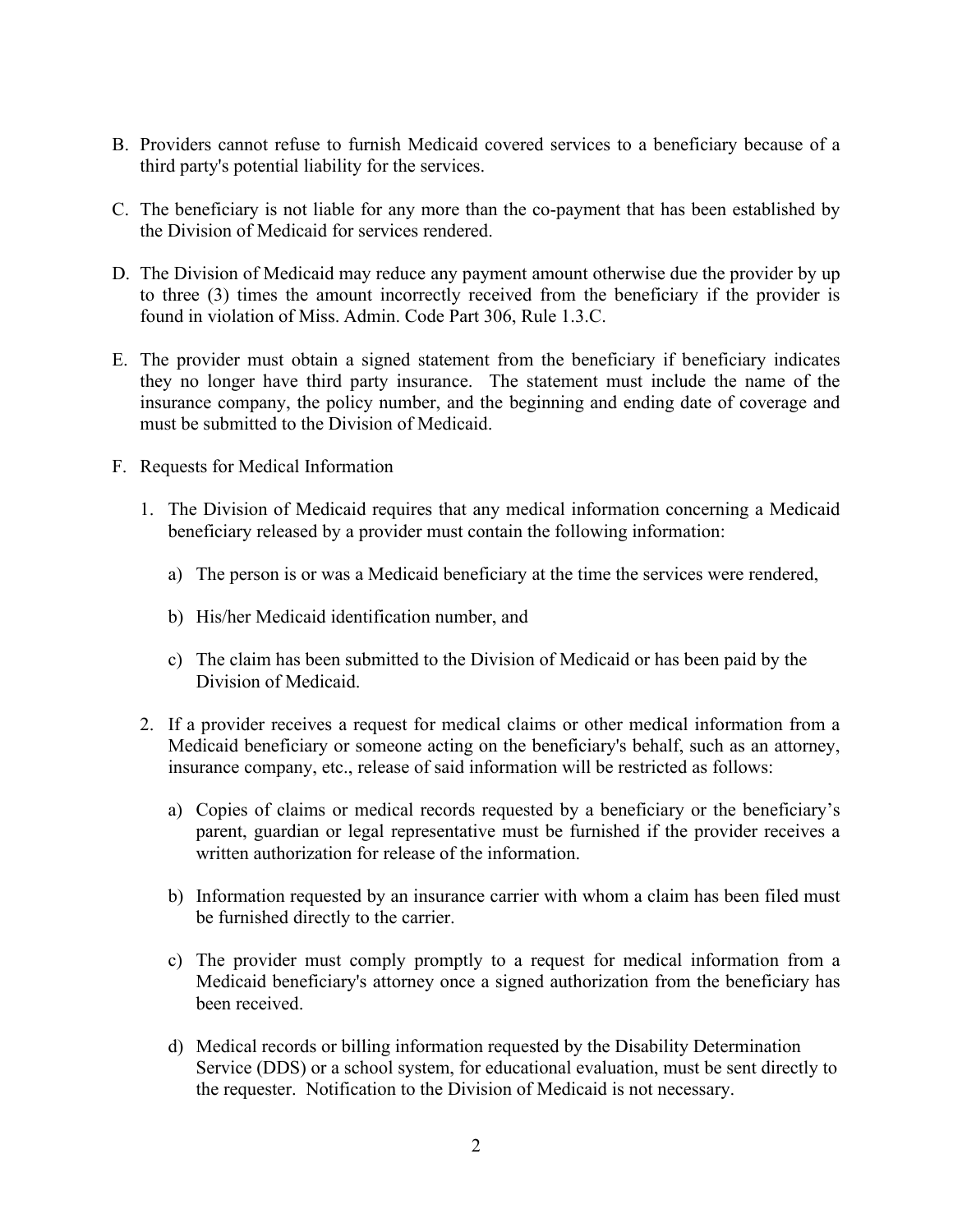B. Providers cannot refuse to furnish Medicaid covered services to a beneficiary because of a third party's potential liability for the services.

C. The beneficiary is not liable for any more than the co-payment that has been established by the Division of Medicaid for services rendered.

D. The Division of Medicaid may reduce any payment amount otherwise due the provider by up to three (3) times the amount incorrectly received from the beneficiary if the provider is found in violation of Miss. Admin. Code Part 306, Rule 1.3.C.

E. The provider must obtain a signed statement from the beneficiary if beneficiary indicates they no longer have third party insurance. The statement must include the name of the insurance company, the policy number, and the beginning and ending date of coverage and must be submitted to the Division of Medicaid.

F. Requests for Medical Information

1. The Division of Medicaid requires that any medical information concerning a Medicaid beneficiary released by a provider must contain the following information:

   a) The person is or was a Medicaid beneficiary at the time the services were rendered,

   b) His/her Medicaid identification number, and

   c) The claim has been submitted to the Division of Medicaid or has been paid by the Division of Medicaid.

2. If a provider receives a request for medical claims or other medical information from a Medicaid beneficiary or someone acting on the beneficiary's behalf, such as an attorney, insurance company, etc., release of said information will be restricted as follows:

   a) Copies of claims or medical records requested by a beneficiary or the beneficiary's parent, guardian or legal representative must be furnished if the provider receives a written authorization for release of the information.

   b) Information requested by an insurance carrier with whom a claim has been filed must be furnished directly to the carrier.

   c) The provider must comply promptly to a request for medical information from a Medicaid beneficiary's attorney once a signed authorization from the beneficiary has been received.

   d) Medical records or billing information requested by the Disability Determination Service (DDS) or a school system, for educational evaluation, must be sent directly to the requester. Notification to the Division of Medicaid is not necessary.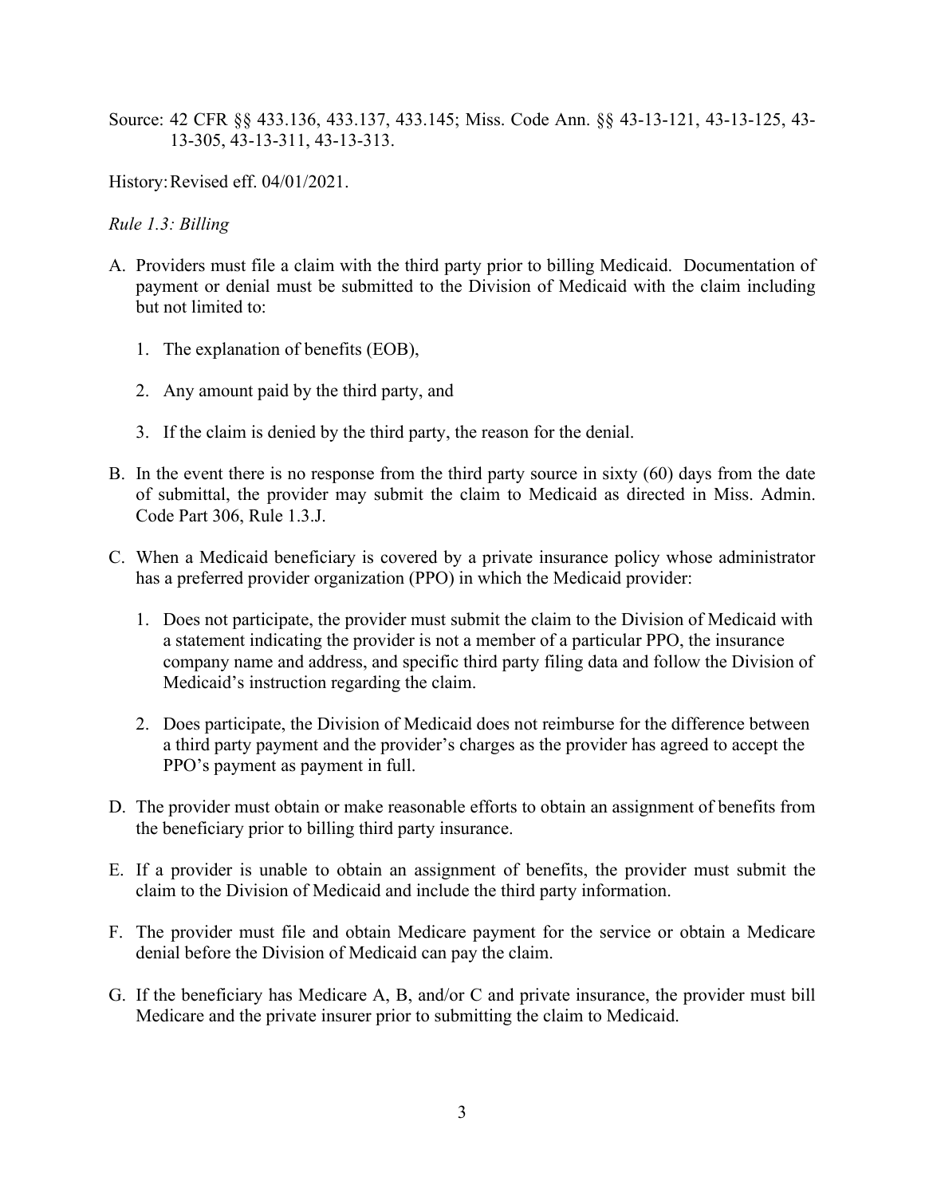Source: 42 CFR §§ 433.136, 433.137, 433.145; Miss. Code Ann. §§ 43-13-121, 43-13-125, 43-13-305, 43-13-311, 43-13-313.

History: Revised eff. 04/01/2021.

*Rule 1.3: Billing*

A. Providers must file a claim with the third party prior to billing Medicaid. Documentation of payment or denial must be submitted to the Division of Medicaid with the claim including but not limited to:

   1. The explanation of benefits (EOB),

   2. Any amount paid by the third party, and

   3. If the claim is denied by the third party, the reason for the denial.

B. In the event there is no response from the third party source in sixty (60) days from the date of submittal, the provider may submit the claim to Medicaid as directed in Miss. Admin. Code Part 306, Rule 1.3.J.

C. When a Medicaid beneficiary is covered by a private insurance policy whose administrator has a preferred provider organization (PPO) in which the Medicaid provider:

   1. Does not participate, the provider must submit the claim to the Division of Medicaid with a statement indicating the provider is not a member of a particular PPO, the insurance company name and address, and specific third party filing data and follow the Division of Medicaid's instruction regarding the claim.

   2. Does participate, the Division of Medicaid does not reimburse for the difference between a third party payment and the provider's charges as the provider has agreed to accept the PPO's payment as payment in full.

D. The provider must obtain or make reasonable efforts to obtain an assignment of benefits from the beneficiary prior to billing third party insurance.

E. If a provider is unable to obtain an assignment of benefits, the provider must submit the claim to the Division of Medicaid and include the third party information.

F. The provider must file and obtain Medicare payment for the service or obtain a Medicare denial before the Division of Medicaid can pay the claim.

G. If the beneficiary has Medicare A, B, and/or C and private insurance, the provider must bill Medicare and the private insurer prior to submitting the claim to Medicaid.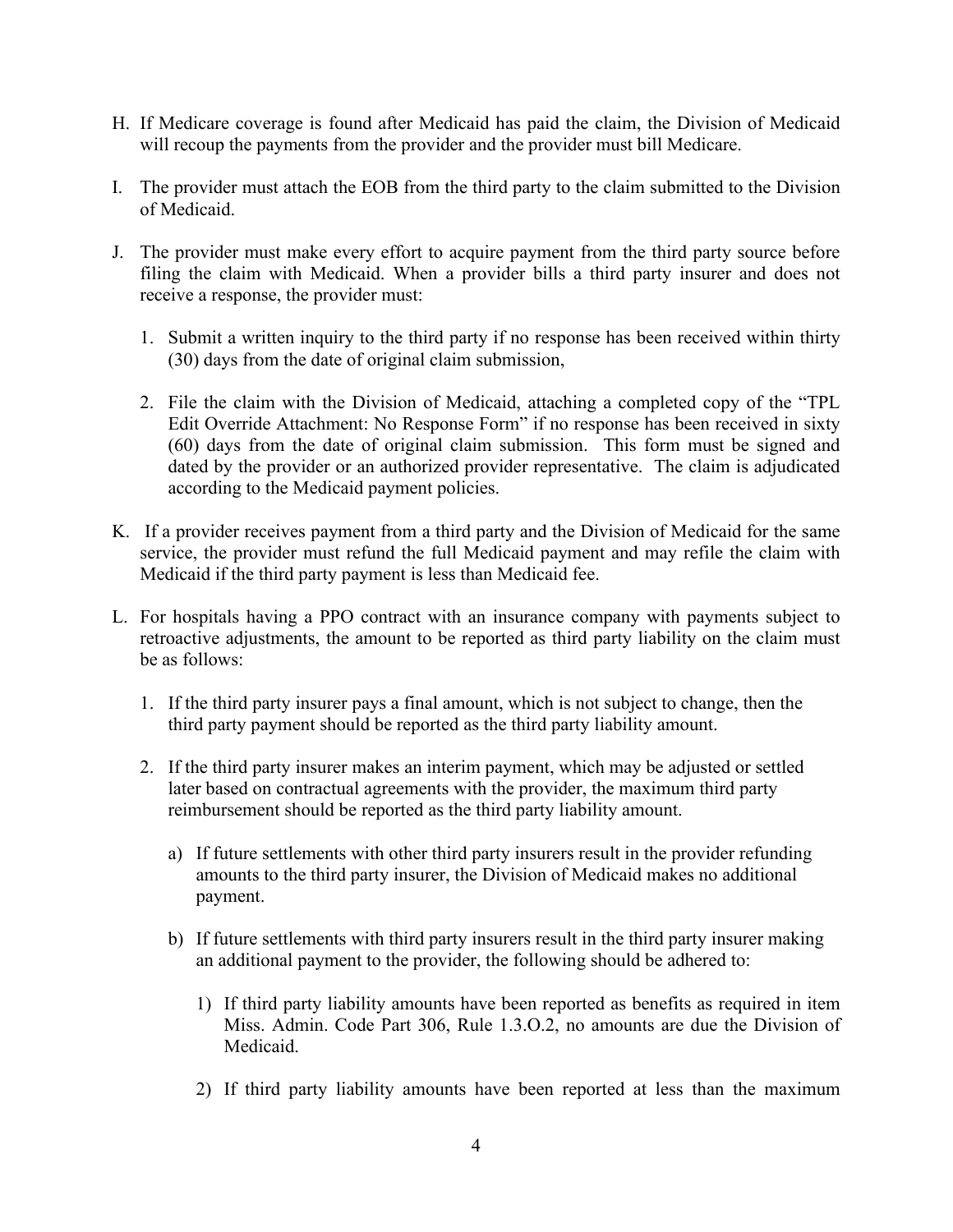H. If Medicare coverage is found after Medicaid has paid the claim, the Division of Medicaid will recoup the payments from the provider and the provider must bill Medicare.

I. The provider must attach the EOB from the third party to the claim submitted to the Division of Medicaid.

J. The provider must make every effort to acquire payment from the third party source before filing the claim with Medicaid. When a provider bills a third party insurer and does not receive a response, the provider must:

   1. Submit a written inquiry to the third party if no response has been received within thirty (30) days from the date of original claim submission,

   2. File the claim with the Division of Medicaid, attaching a completed copy of the "TPL Edit Override Attachment: No Response Form" if no response has been received in sixty (60) days from the date of original claim submission. This form must be signed and dated by the provider or an authorized provider representative. The claim is adjudicated according to the Medicaid payment policies.

K. If a provider receives payment from a third party and the Division of Medicaid for the same service, the provider must refund the full Medicaid payment and may refile the claim with Medicaid if the third party payment is less than Medicaid fee.

L. For hospitals having a PPO contract with an insurance company with payments subject to retroactive adjustments, the amount to be reported as third party liability on the claim must be as follows:

   1. If the third party insurer pays a final amount, which is not subject to change, then the third party payment should be reported as the third party liability amount.

   2. If the third party insurer makes an interim payment, which may be adjusted or settled later based on contractual agreements with the provider, the maximum third party reimbursement should be reported as the third party liability amount.

      a) If future settlements with other third party insurers result in the provider refunding amounts to the third party insurer, the Division of Medicaid makes no additional payment.

      b) If future settlements with third party insurers result in the third party insurer making an additional payment to the provider, the following should be adhered to:

         1) If third party liability amounts have been reported as benefits as required in item Miss. Admin. Code Part 306, Rule 1.3.O.2, no amounts are due the Division of Medicaid.

         2) If third party liability amounts have been reported at less than the maximum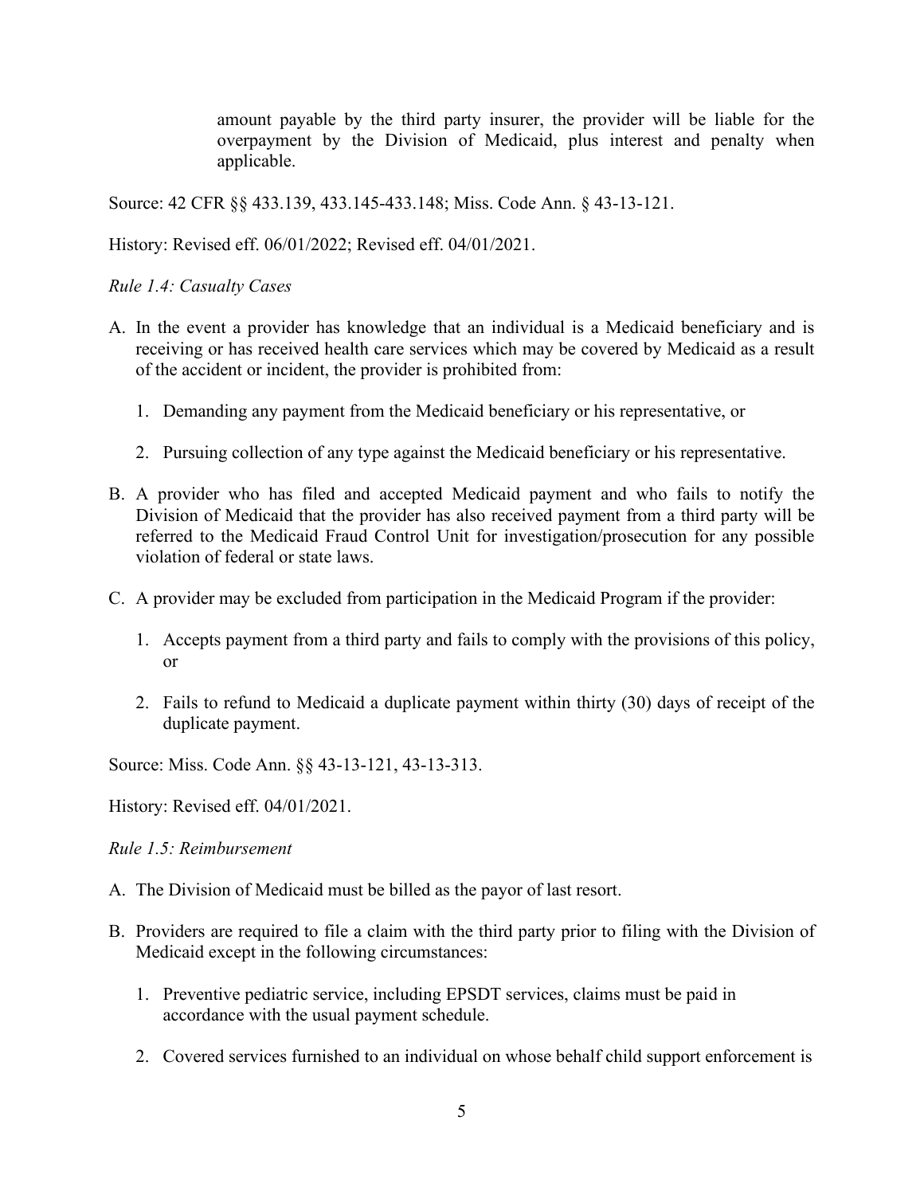amount payable by the third party insurer, the provider will be liable for the overpayment by the Division of Medicaid, plus interest and penalty when applicable.

Source: 42 CFR §§ 433.139, 433.145-433.148; Miss. Code Ann. § 43-13-121.

History: Revised eff. 06/01/2022; Revised eff. 04/01/2021.

*Rule 1.4: Casualty Cases*

A. In the event a provider has knowledge that an individual is a Medicaid beneficiary and is receiving or has received health care services which may be covered by Medicaid as a result of the accident or incident, the provider is prohibited from:

   1. Demanding any payment from the Medicaid beneficiary or his representative, or

   2. Pursuing collection of any type against the Medicaid beneficiary or his representative.

B. A provider who has filed and accepted Medicaid payment and who fails to notify the Division of Medicaid that the provider has also received payment from a third party will be referred to the Medicaid Fraud Control Unit for investigation/prosecution for any possible violation of federal or state laws.

C. A provider may be excluded from participation in the Medicaid Program if the provider:

   1. Accepts payment from a third party and fails to comply with the provisions of this policy, or

   2. Fails to refund to Medicaid a duplicate payment within thirty (30) days of receipt of the duplicate payment.

Source: Miss. Code Ann. §§ 43-13-121, 43-13-313.

History: Revised eff. 04/01/2021.

*Rule 1.5: Reimbursement*

A. The Division of Medicaid must be billed as the payor of last resort.

B. Providers are required to file a claim with the third party prior to filing with the Division of Medicaid except in the following circumstances:

   1. Preventive pediatric service, including EPSDT services, claims must be paid in accordance with the usual payment schedule.

   2. Covered services furnished to an individual on whose behalf child support enforcement is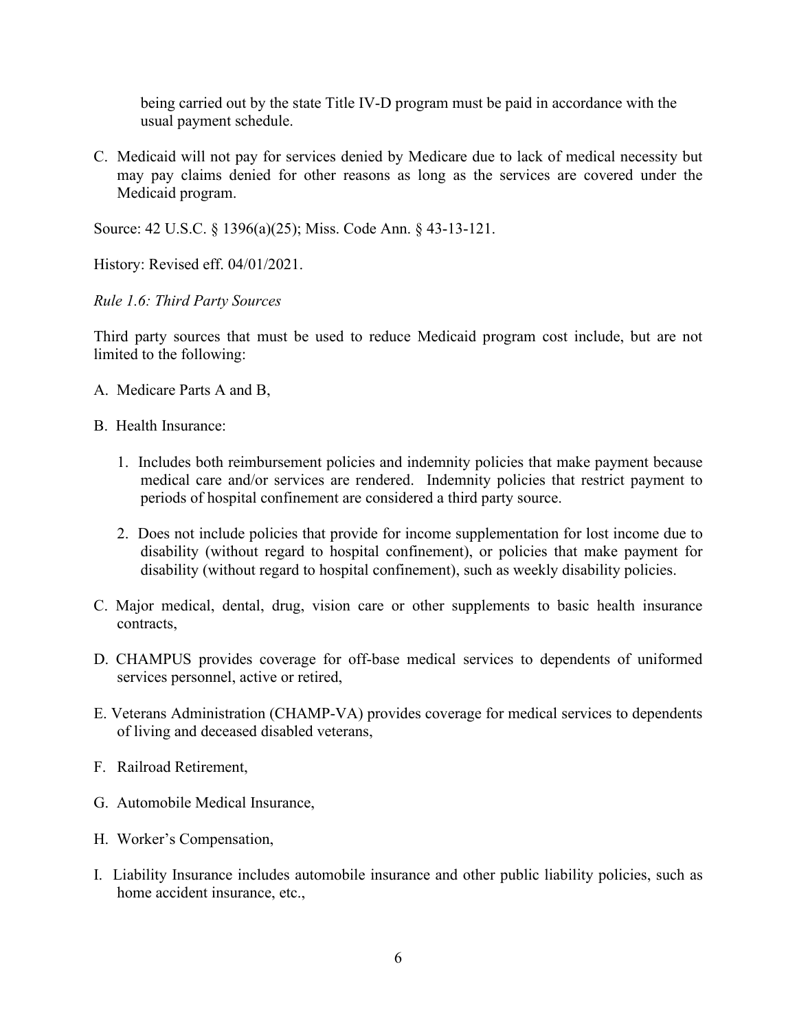being carried out by the state Title IV-D program must be paid in accordance with the usual payment schedule.

C. Medicaid will not pay for services denied by Medicare due to lack of medical necessity but may pay claims denied for other reasons as long as the services are covered under the Medicaid program.

Source: 42 U.S.C. § 1396(a)(25); Miss. Code Ann. § 43-13-121.

History: Revised eff. 04/01/2021.

*Rule 1.6: Third Party Sources*

Third party sources that must be used to reduce Medicaid program cost include, but are not limited to the following:

A. Medicare Parts A and B,

B. Health Insurance:

   1. Includes both reimbursement policies and indemnity policies that make payment because medical care and/or services are rendered. Indemnity policies that restrict payment to periods of hospital confinement are considered a third party source.

   2. Does not include policies that provide for income supplementation for lost income due to disability (without regard to hospital confinement), or policies that make payment for disability (without regard to hospital confinement), such as weekly disability policies.

C. Major medical, dental, drug, vision care or other supplements to basic health insurance contracts,

D. CHAMPUS provides coverage for off-base medical services to dependents of uniformed services personnel, active or retired,

E. Veterans Administration (CHAMP-VA) provides coverage for medical services to dependents of living and deceased disabled veterans,

F. Railroad Retirement,

G. Automobile Medical Insurance,

H. Worker's Compensation,

I. Liability Insurance includes automobile insurance and other public liability policies, such as home accident insurance, etc.,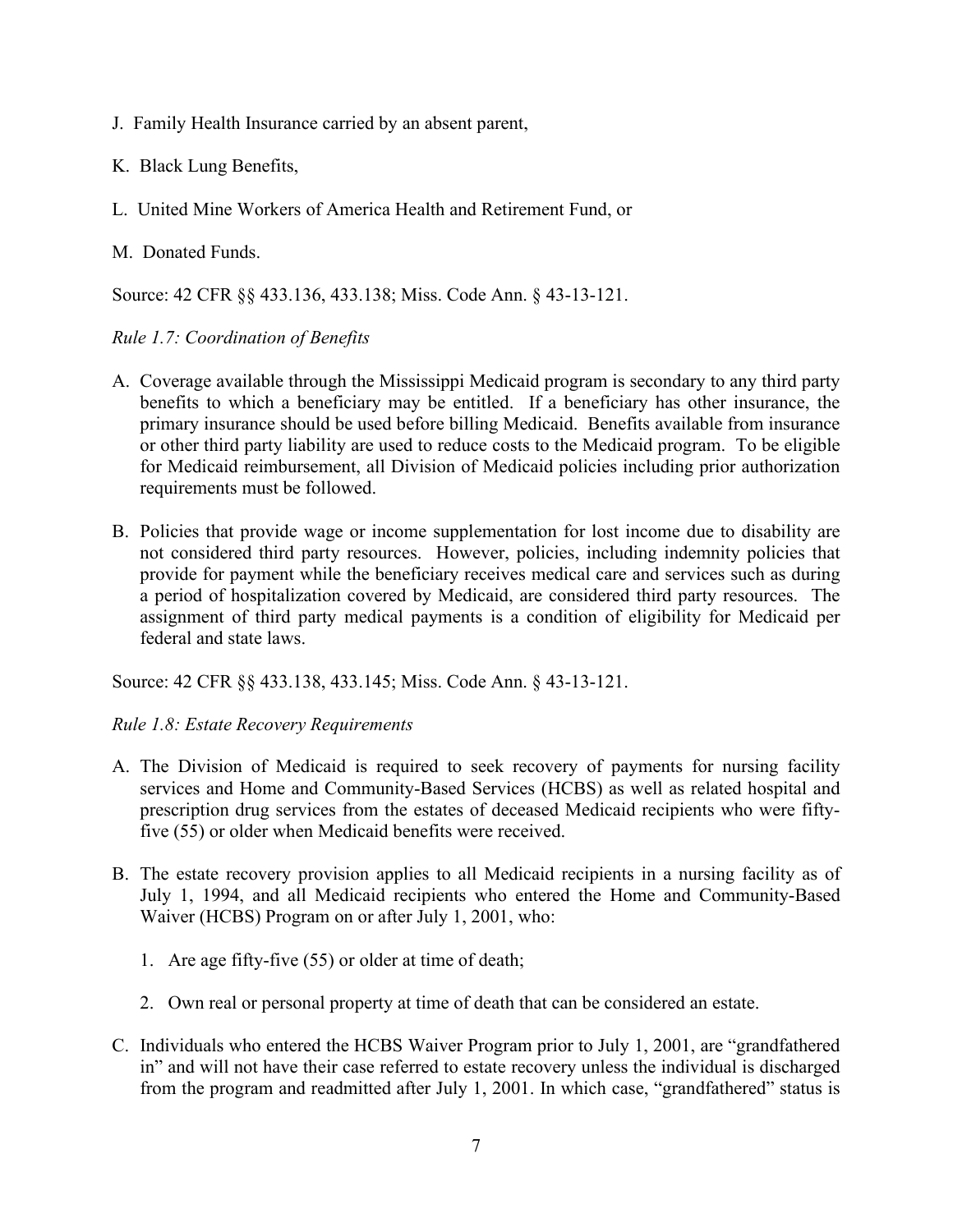J. Family Health Insurance carried by an absent parent,

K. Black Lung Benefits,

L. United Mine Workers of America Health and Retirement Fund, or

M. Donated Funds.

Source: 42 CFR §§ 433.136, 433.138; Miss. Code Ann. § 43-13-121.

*Rule 1.7: Coordination of Benefits*

A. Coverage available through the Mississippi Medicaid program is secondary to any third party benefits to which a beneficiary may be entitled. If a beneficiary has other insurance, the primary insurance should be used before billing Medicaid. Benefits available from insurance or other third party liability are used to reduce costs to the Medicaid program. To be eligible for Medicaid reimbursement, all Division of Medicaid policies including prior authorization requirements must be followed.

B. Policies that provide wage or income supplementation for lost income due to disability are not considered third party resources. However, policies, including indemnity policies that provide for payment while the beneficiary receives medical care and services such as during a period of hospitalization covered by Medicaid, are considered third party resources. The assignment of third party medical payments is a condition of eligibility for Medicaid per federal and state laws.

Source: 42 CFR §§ 433.138, 433.145; Miss. Code Ann. § 43-13-121.

*Rule 1.8: Estate Recovery Requirements*

A. The Division of Medicaid is required to seek recovery of payments for nursing facility services and Home and Community-Based Services (HCBS) as well as related hospital and prescription drug services from the estates of deceased Medicaid recipients who were fifty-five (55) or older when Medicaid benefits were received.

B. The estate recovery provision applies to all Medicaid recipients in a nursing facility as of July 1, 1994, and all Medicaid recipients who entered the Home and Community-Based Waiver (HCBS) Program on or after July 1, 2001, who:

   1. Are age fifty-five (55) or older at time of death;

   2. Own real or personal property at time of death that can be considered an estate.

C. Individuals who entered the HCBS Waiver Program prior to July 1, 2001, are "grandfathered in" and will not have their case referred to estate recovery unless the individual is discharged from the program and readmitted after July 1, 2001. In which case, "grandfathered" status is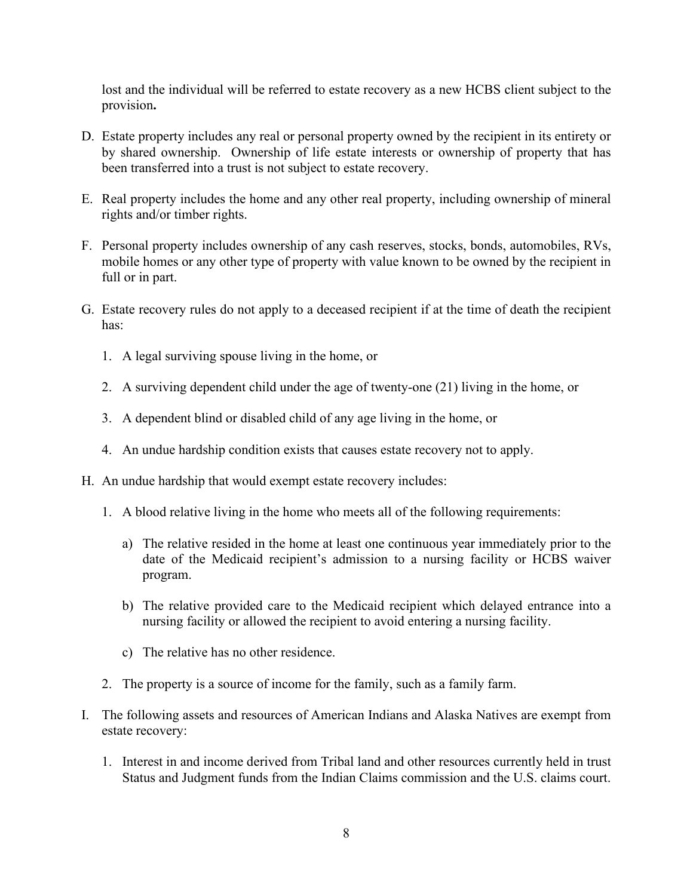lost and the individual will be referred to estate recovery as a new HCBS client subject to the provision**.**

D. Estate property includes any real or personal property owned by the recipient in its entirety or by shared ownership. Ownership of life estate interests or ownership of property that has been transferred into a trust is not subject to estate recovery.

E. Real property includes the home and any other real property, including ownership of mineral rights and/or timber rights.

F. Personal property includes ownership of any cash reserves, stocks, bonds, automobiles, RVs, mobile homes or any other type of property with value known to be owned by the recipient in full or in part.

G. Estate recovery rules do not apply to a deceased recipient if at the time of death the recipient has:

   1. A legal surviving spouse living in the home, or

   2. A surviving dependent child under the age of twenty-one (21) living in the home, or

   3. A dependent blind or disabled child of any age living in the home, or

   4. An undue hardship condition exists that causes estate recovery not to apply.

H. An undue hardship that would exempt estate recovery includes:

   1. A blood relative living in the home who meets all of the following requirements:

      a) The relative resided in the home at least one continuous year immediately prior to the date of the Medicaid recipient's admission to a nursing facility or HCBS waiver program.

      b) The relative provided care to the Medicaid recipient which delayed entrance into a nursing facility or allowed the recipient to avoid entering a nursing facility.

      c) The relative has no other residence.

   2. The property is a source of income for the family, such as a family farm.

I. The following assets and resources of American Indians and Alaska Natives are exempt from estate recovery:

   1. Interest in and income derived from Tribal land and other resources currently held in trust Status and Judgment funds from the Indian Claims commission and the U.S. claims court.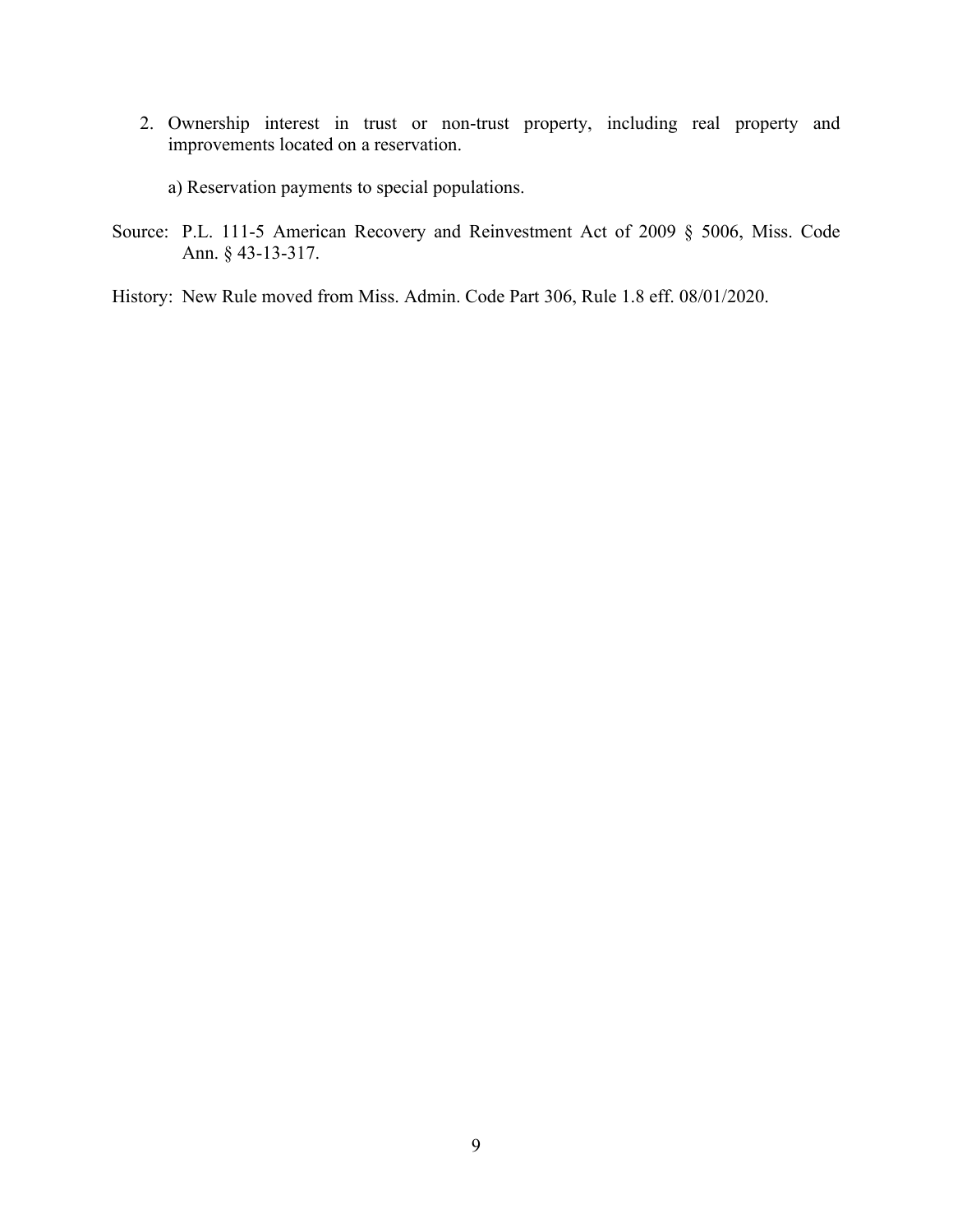2. Ownership interest in trust or non-trust property, including real property and improvements located on a reservation.

   a) Reservation payments to special populations.

Source: P.L. 111-5 American Recovery and Reinvestment Act of 2009 § 5006, Miss. Code Ann. § 43-13-317.

History: New Rule moved from Miss. Admin. Code Part 306, Rule 1.8 eff. 08/01/2020.